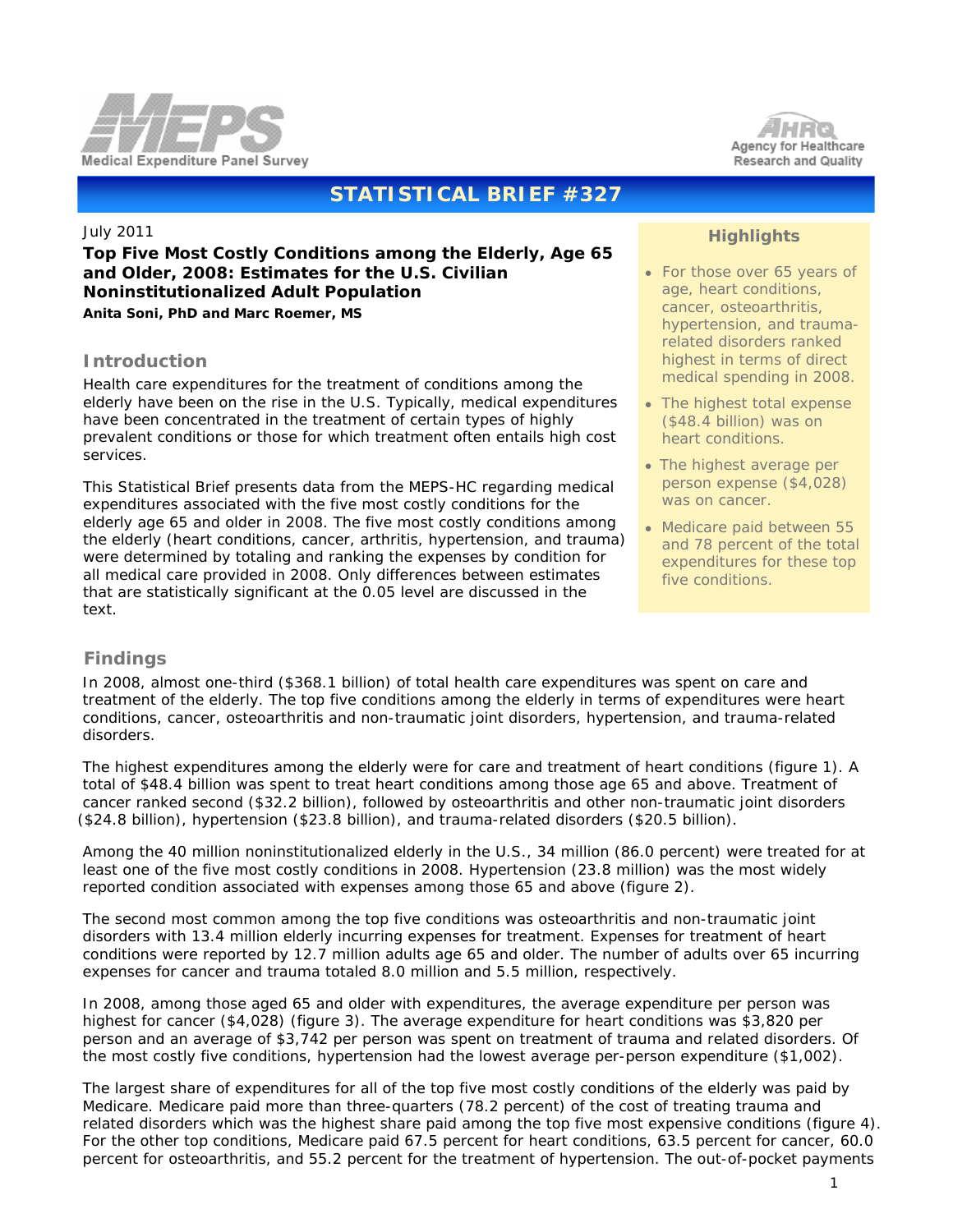# STATISTICAL BRIEF #327

July 2011

**Top Five Most Costly Conditions among the Elderly, Age 65 and Older, 2008: Estimates for the U.S. Civilian Noninstitutionalized Adult Population**

**Anita Soni, PhD and Marc Roemer, MS**

### Highlights

- For those over 65 years of age, heart conditions, cancer, osteoarthritis, hypertension, and trauma-related disorders ranked highest in terms of direct medical spending in 2008.
- The highest total expense ($48.4 billion) was on heart conditions.
- The highest average per person expense ($4,028) was on cancer.
- Medicare paid between 55 and 78 percent of the total expenditures for these top five conditions.

## Introduction

Health care expenditures for the treatment of conditions among the elderly have been on the rise in the U.S. Typically, medical expenditures have been concentrated in the treatment of certain types of highly prevalent conditions or those for which treatment often entails high cost services.

This Statistical Brief presents data from the MEPS-HC regarding medical expenditures associated with the five most costly conditions for the elderly age 65 and older in 2008. The five most costly conditions among the elderly (heart conditions, cancer, arthritis, hypertension, and trauma) were determined by totaling and ranking the expenses by condition for all medical care provided in 2008. Only differences between estimates that are statistically significant at the 0.05 level are discussed in the text.

## Findings

In 2008, almost one-third ($368.1 billion) of total health care expenditures was spent on care and treatment of the elderly. The top five conditions among the elderly in terms of expenditures were heart conditions, cancer, osteoarthritis and non-traumatic joint disorders, hypertension, and trauma-related disorders.

The highest expenditures among the elderly were for care and treatment of heart conditions (figure 1). A total of $48.4 billion was spent to treat heart conditions among those age 65 and above. Treatment of cancer ranked second ($32.2 billion), followed by osteoarthritis and other non-traumatic joint disorders ($24.8 billion), hypertension ($23.8 billion), and trauma-related disorders ($20.5 billion).

Among the 40 million noninstitutionalized elderly in the U.S., 34 million (86.0 percent) were treated for at least one of the five most costly conditions in 2008. Hypertension (23.8 million) was the most widely reported condition associated with expenses among those 65 and above (figure 2).

The second most common among the top five conditions was osteoarthritis and non-traumatic joint disorders with 13.4 million elderly incurring expenses for treatment. Expenses for treatment of heart conditions were reported by 12.7 million adults age 65 and older. The number of adults over 65 incurring expenses for cancer and trauma totaled 8.0 million and 5.5 million, respectively.

In 2008, among those aged 65 and older with expenditures, the average expenditure per person was highest for cancer ($4,028) (figure 3). The average expenditure for heart conditions was $3,820 per person and an average of $3,742 per person was spent on treatment of trauma and related disorders. Of the most costly five conditions, hypertension had the lowest average per-person expenditure ($1,002).

The largest share of expenditures for all of the top five most costly conditions of the elderly was paid by Medicare. Medicare paid more than three-quarters (78.2 percent) of the cost of treating trauma and related disorders which was the highest share paid among the top five most expensive conditions (figure 4). For the other top conditions, Medicare paid 67.5 percent for heart conditions, 63.5 percent for cancer, 60.0 percent for osteoarthritis, and 55.2 percent for the treatment of hypertension. The out-of-pocket payments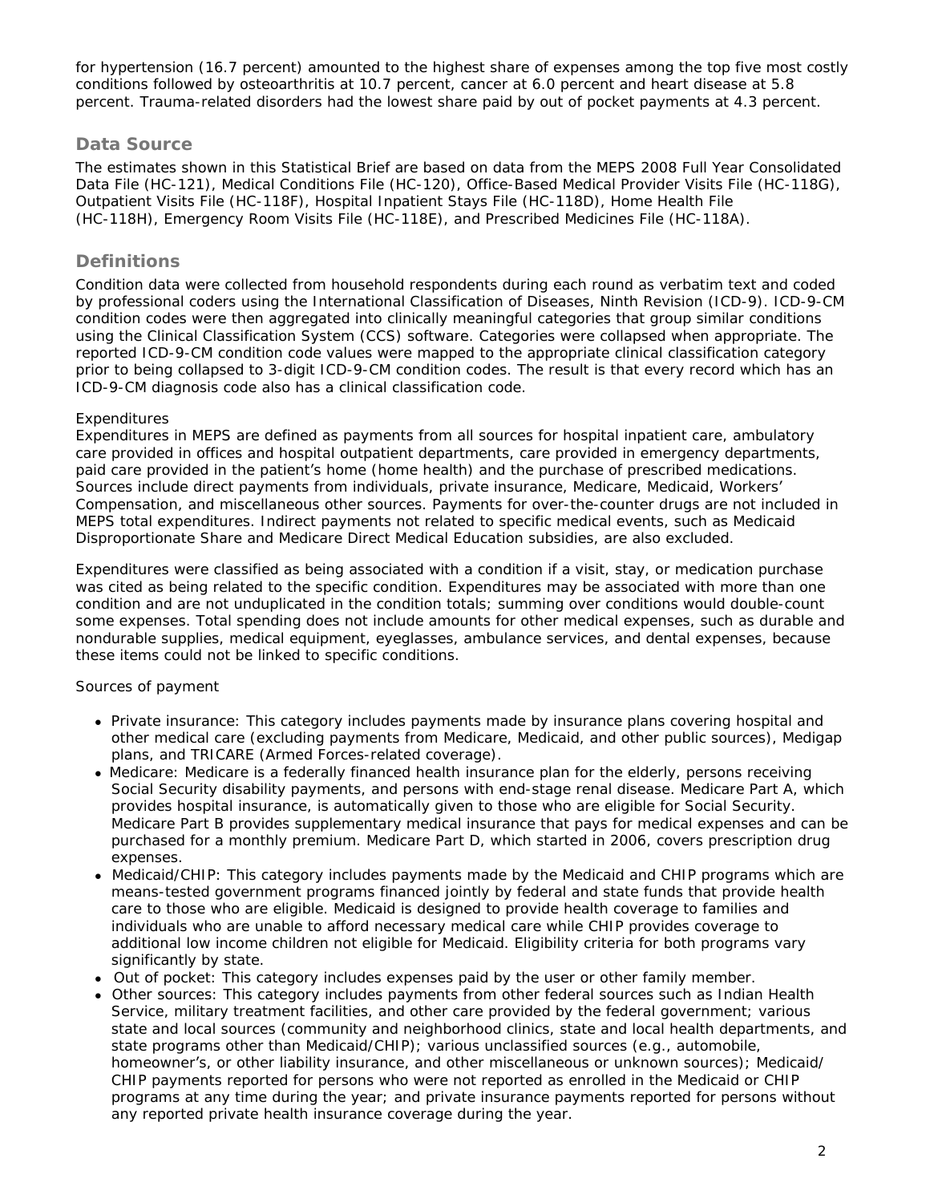for hypertension (16.7 percent) amounted to the highest share of expenses among the top five most costly conditions followed by osteoarthritis at 10.7 percent, cancer at 6.0 percent and heart disease at 5.8 percent. Trauma-related disorders had the lowest share paid by out of pocket payments at 4.3 percent.

## Data Source

The estimates shown in this Statistical Brief are based on data from the MEPS 2008 Full Year Consolidated Data File (HC-121), Medical Conditions File (HC-120), Office-Based Medical Provider Visits File (HC-118G), Outpatient Visits File (HC-118F), Hospital Inpatient Stays File (HC-118D), Home Health File (HC-118H), Emergency Room Visits File (HC-118E), and Prescribed Medicines File (HC-118A).

## Definitions

Condition data were collected from household respondents during each round as verbatim text and coded by professional coders using the International Classification of Diseases, Ninth Revision (ICD-9). ICD-9-CM condition codes were then aggregated into clinically meaningful categories that group similar conditions using the Clinical Classification System (CCS) software. Categories were collapsed when appropriate. The reported ICD-9-CM condition code values were mapped to the appropriate clinical classification category prior to being collapsed to 3-digit ICD-9-CM condition codes. The result is that every record which has an ICD-9-CM diagnosis code also has a clinical classification code.

*Expenditures*
Expenditures in MEPS are defined as payments from all sources for hospital inpatient care, ambulatory care provided in offices and hospital outpatient departments, care provided in emergency departments, paid care provided in the patient's home (home health) and the purchase of prescribed medications. Sources include direct payments from individuals, private insurance, Medicare, Medicaid, Workers' Compensation, and miscellaneous other sources. Payments for over-the-counter drugs are not included in MEPS total expenditures. Indirect payments not related to specific medical events, such as Medicaid Disproportionate Share and Medicare Direct Medical Education subsidies, are also excluded.

Expenditures were classified as being associated with a condition if a visit, stay, or medication purchase was cited as being related to the specific condition. Expenditures may be associated with more than one condition and are not unduplicated in the condition totals; summing over conditions would double-count some expenses. Total spending does not include amounts for other medical expenses, such as durable and nondurable supplies, medical equipment, eyeglasses, ambulance services, and dental expenses, because these items could not be linked to specific conditions.

*Sources of payment*

- Private insurance: This category includes payments made by insurance plans covering hospital and other medical care (excluding payments from Medicare, Medicaid, and other public sources), Medigap plans, and TRICARE (Armed Forces-related coverage).
- Medicare: Medicare is a federally financed health insurance plan for the elderly, persons receiving Social Security disability payments, and persons with end-stage renal disease. Medicare Part A, which provides hospital insurance, is automatically given to those who are eligible for Social Security. Medicare Part B provides supplementary medical insurance that pays for medical expenses and can be purchased for a monthly premium. Medicare Part D, which started in 2006, covers prescription drug expenses.
- Medicaid/CHIP: This category includes payments made by the Medicaid and CHIP programs which are means-tested government programs financed jointly by federal and state funds that provide health care to those who are eligible. Medicaid is designed to provide health coverage to families and individuals who are unable to afford necessary medical care while CHIP provides coverage to additional low income children not eligible for Medicaid. Eligibility criteria for both programs vary significantly by state.
- Out of pocket: This category includes expenses paid by the user or other family member.
- Other sources: This category includes payments from other federal sources such as Indian Health Service, military treatment facilities, and other care provided by the federal government; various state and local sources (community and neighborhood clinics, state and local health departments, and state programs other than Medicaid/CHIP); various unclassified sources (e.g., automobile, homeowner's, or other liability insurance, and other miscellaneous or unknown sources); Medicaid/CHIP payments reported for persons who were not reported as enrolled in the Medicaid or CHIP programs at any time during the year; and private insurance payments reported for persons without any reported private health insurance coverage during the year.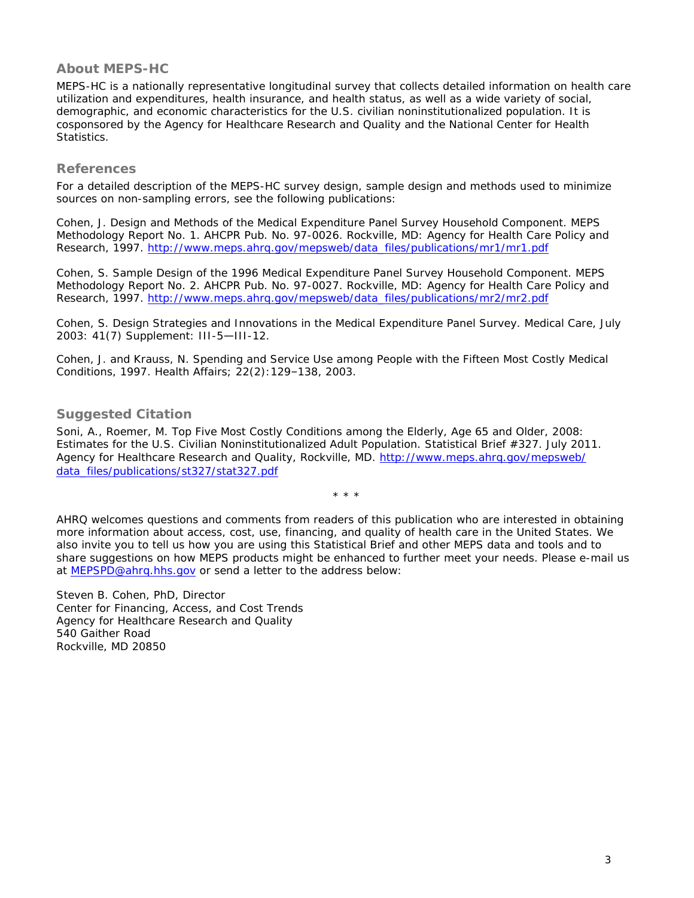## About MEPS-HC

MEPS-HC is a nationally representative longitudinal survey that collects detailed information on health care utilization and expenditures, health insurance, and health status, as well as a wide variety of social, demographic, and economic characteristics for the U.S. civilian noninstitutionalized population. It is cosponsored by the Agency for Healthcare Research and Quality and the National Center for Health Statistics.

## References

For a detailed description of the MEPS-HC survey design, sample design and methods used to minimize sources on non-sampling errors, see the following publications:

Cohen, J. Design and Methods of the Medical Expenditure Panel Survey Household Component. MEPS Methodology Report No. 1. AHCPR Pub. No. 97-0026. Rockville, MD: Agency for Health Care Policy and Research, 1997. http://www.meps.ahrq.gov/mepsweb/data_files/publications/mr1/mr1.pdf

Cohen, S. Sample Design of the 1996 Medical Expenditure Panel Survey Household Component. MEPS Methodology Report No. 2. AHCPR Pub. No. 97-0027. Rockville, MD: Agency for Health Care Policy and Research, 1997. http://www.meps.ahrq.gov/mepsweb/data_files/publications/mr2/mr2.pdf

Cohen, S. Design Strategies and Innovations in the Medical Expenditure Panel Survey. Medical Care, July 2003: 41(7) Supplement: III-5—III-12.

Cohen, J. and Krauss, N. Spending and Service Use among People with the Fifteen Most Costly Medical Conditions, 1997. Health Affairs; 22(2):129–138, 2003.

## Suggested Citation

Soni, A., Roemer, M. Top Five Most Costly Conditions among the Elderly, Age 65 and Older, 2008: Estimates for the U.S. Civilian Noninstitutionalized Adult Population. Statistical Brief #327. July 2011. Agency for Healthcare Research and Quality, Rockville, MD. http://www.meps.ahrq.gov/mepsweb/data_files/publications/st327/stat327.pdf

\* \* \*

AHRQ welcomes questions and comments from readers of this publication who are interested in obtaining more information about access, cost, use, financing, and quality of health care in the United States. We also invite you to tell us how you are using this Statistical Brief and other MEPS data and tools and to share suggestions on how MEPS products might be enhanced to further meet your needs. Please e-mail us at MEPSPD@ahrq.hhs.gov or send a letter to the address below:

Steven B. Cohen, PhD, Director  
Center for Financing, Access, and Cost Trends  
Agency for Healthcare Research and Quality  
540 Gaither Road  
Rockville, MD 20850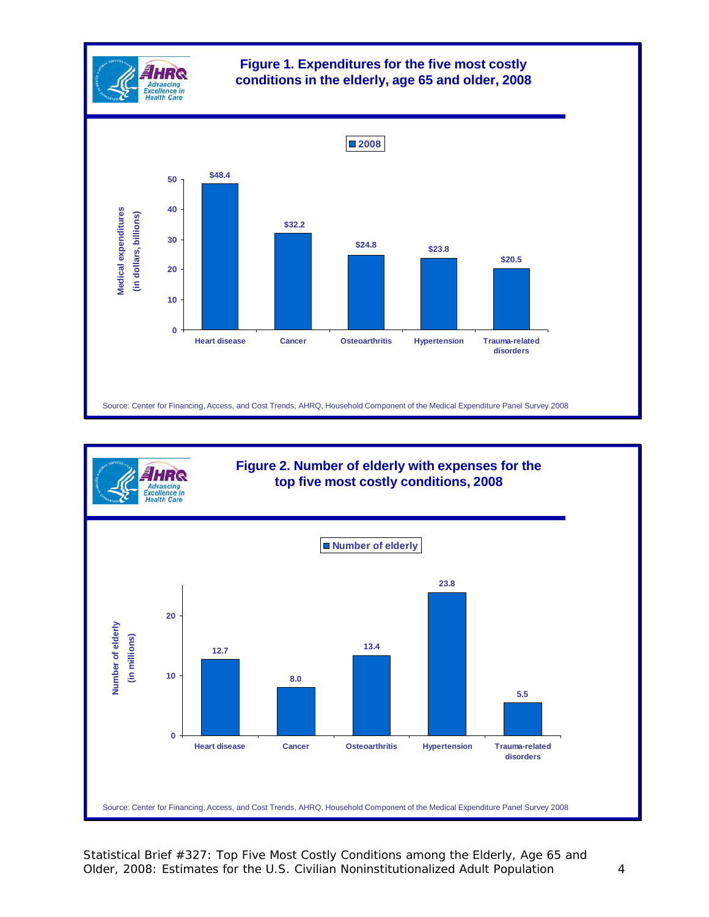**Figure 1. Expenditures for the five most costly conditions in the elderly, age 65 and older, 2008**

| Condition | Medical expenditures (in dollars, billions), 2008 |
|---|---|
| Heart disease | $48.4 |
| Cancer | $32.2 |
| Osteoarthritis | $24.8 |
| Hypertension | $23.8 |
| Trauma-related disorders | $20.5 |

Source: Center for Financing, Access, and Cost Trends, AHRQ, Household Component of the Medical Expenditure Panel Survey 2008

**Figure 2. Number of elderly with expenses for the top five most costly conditions, 2008**

| Condition | Number of elderly (in millions) |
|---|---|
| Heart disease | 12.7 |
| Cancer | 8.0 |
| Osteoarthritis | 13.4 |
| Hypertension | 23.8 |
| Trauma-related disorders | 5.5 |

Source: Center for Financing, Access, and Cost Trends, AHRQ, Household Component of the Medical Expenditure Panel Survey 2008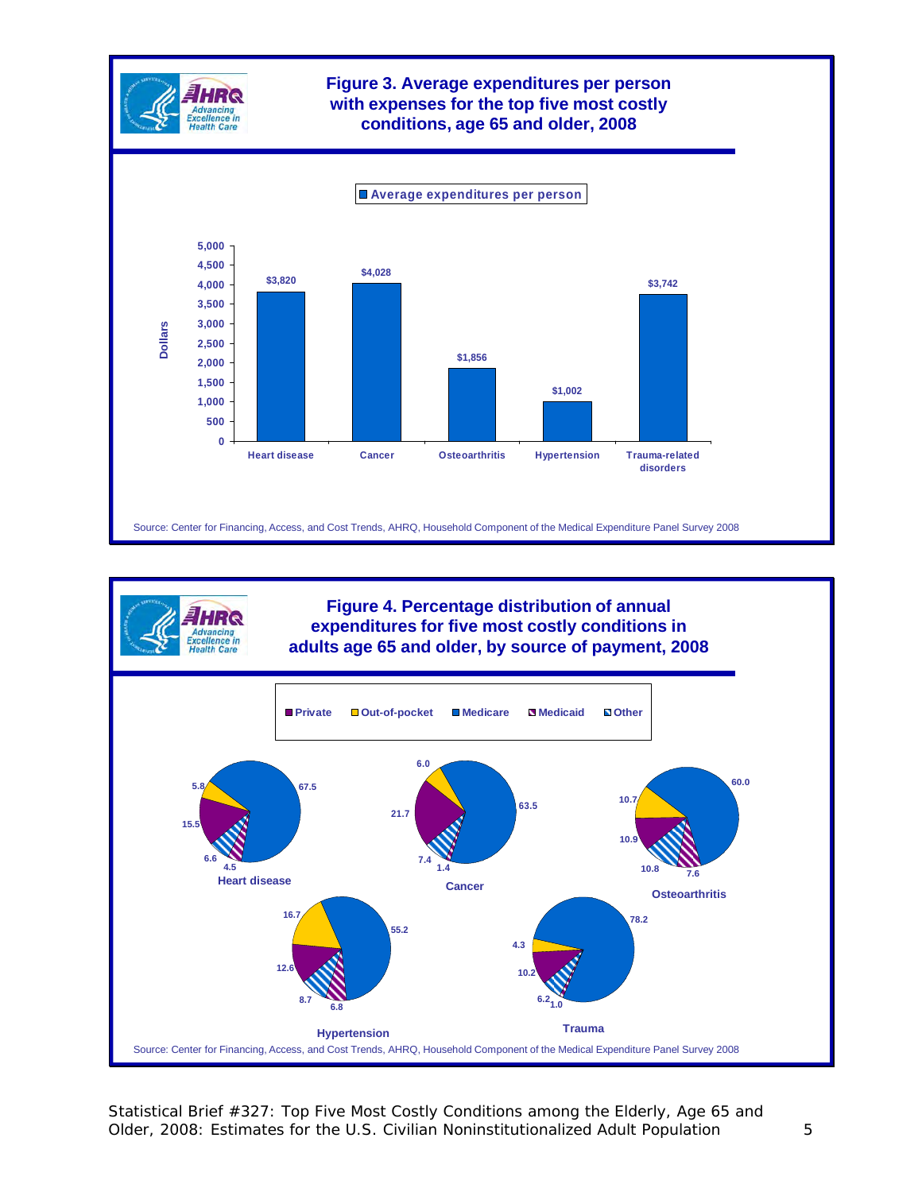### Figure 3. Average expenditures per person with expenses for the top five most costly conditions, age 65 and older, 2008

Average expenditures per person

Dollars

5,000
4,500
4,000
3,500
3,000
2,500
2,000
1,500
1,000
500
0

$3,820
$4,028
$1,856
$1,002
$3,742

Heart disease
Cancer
Osteoarthritis
Hypertension
Trauma-related disorders

Source: Center for Financing, Access, and Cost Trends, AHRQ, Household Component of the Medical Expenditure Panel Survey 2008

### Figure 4. Percentage distribution of annual expenditures for five most costly conditions in adults age 65 and older, by source of payment, 2008

Private
Out-of-pocket
Medicare
Medicaid
Other

Heart disease
5.8
67.5
15.5
6.6
4.5

Cancer
6.0
21.7
63.5
7.4
1.4

Osteoarthritis
10.7
60.0
10.9
10.8
7.6

Hypertension
16.7
55.2
12.6
8.7
6.8

Trauma
78.2
4.3
10.2
6.2
1.0

Source: Center for Financing, Access, and Cost Trends, AHRQ, Household Component of the Medical Expenditure Panel Survey 2008